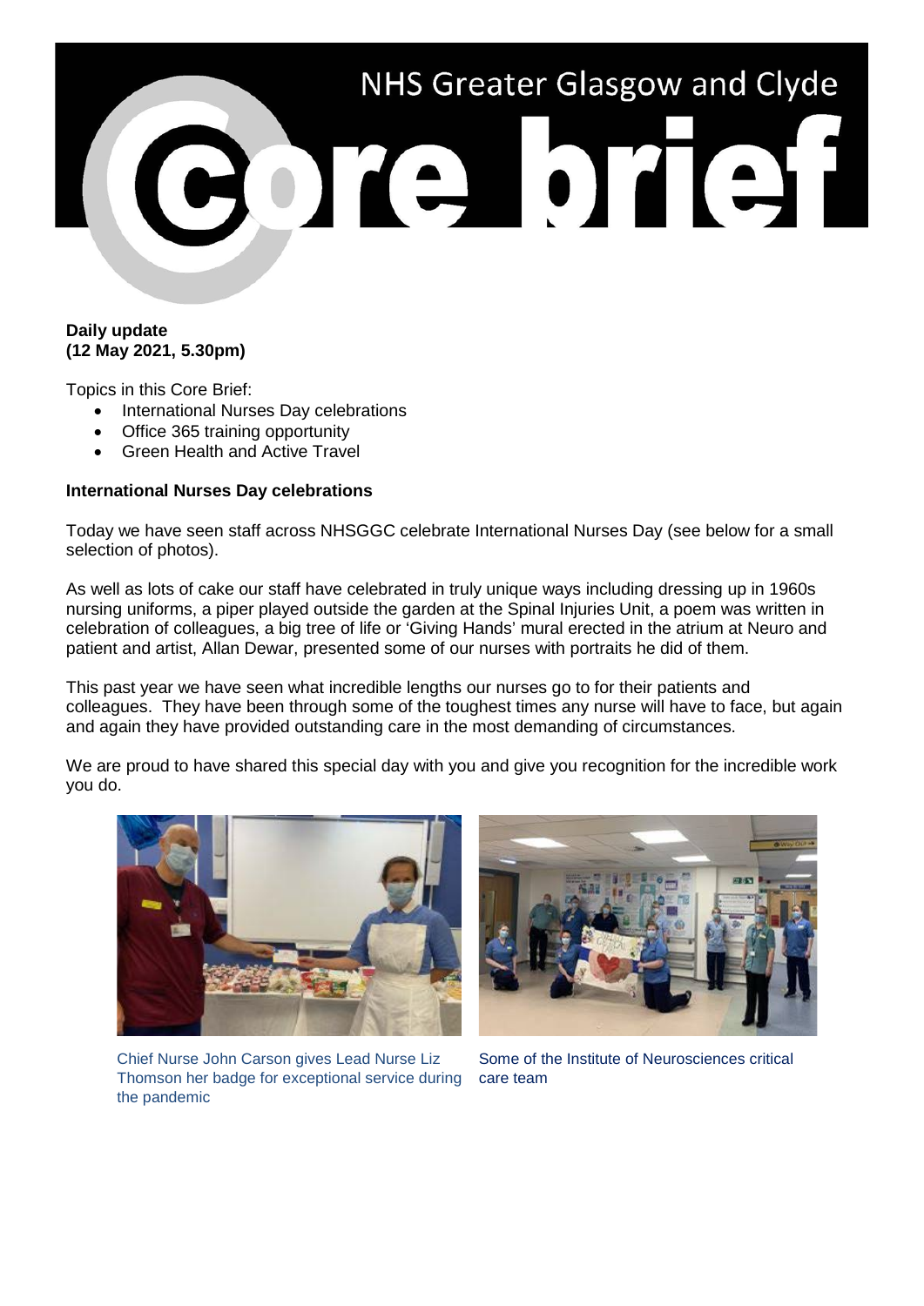# NHS Greater Glasgow and Clyde Core brief

**Daily update**
**(12 May 2021, 5.30pm)**

Topics in this Core Brief:

- International Nurses Day celebrations
- Office 365 training opportunity
- Green Health and Active Travel

**International Nurses Day celebrations**

Today we have seen staff across NHSGGC celebrate International Nurses Day (see below for a small selection of photos).

As well as lots of cake our staff have celebrated in truly unique ways including dressing up in 1960s nursing uniforms, a piper played outside the garden at the Spinal Injuries Unit, a poem was written in celebration of colleagues, a big tree of life or 'Giving Hands' mural erected in the atrium at Neuro and patient and artist, Allan Dewar, presented some of our nurses with portraits he did of them.

This past year we have seen what incredible lengths our nurses go to for their patients and colleagues. They have been through some of the toughest times any nurse will have to face, but again and again they have provided outstanding care in the most demanding of circumstances.

We are proud to have shared this special day with you and give you recognition for the incredible work you do.

Chief Nurse John Carson gives Lead Nurse Liz Thomson her badge for exceptional service during the pandemic

Some of the Institute of Neurosciences critical care team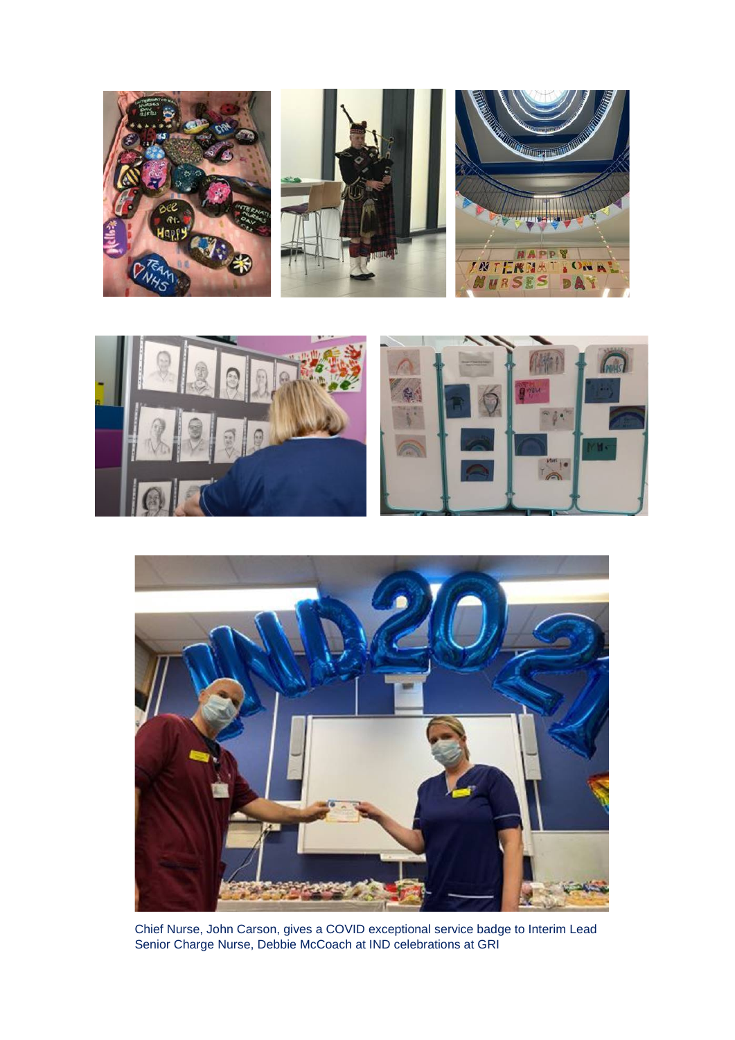Chief Nurse, John Carson, gives a COVID exceptional service badge to Interim Lead Senior Charge Nurse, Debbie McCoach at IND celebrations at GRI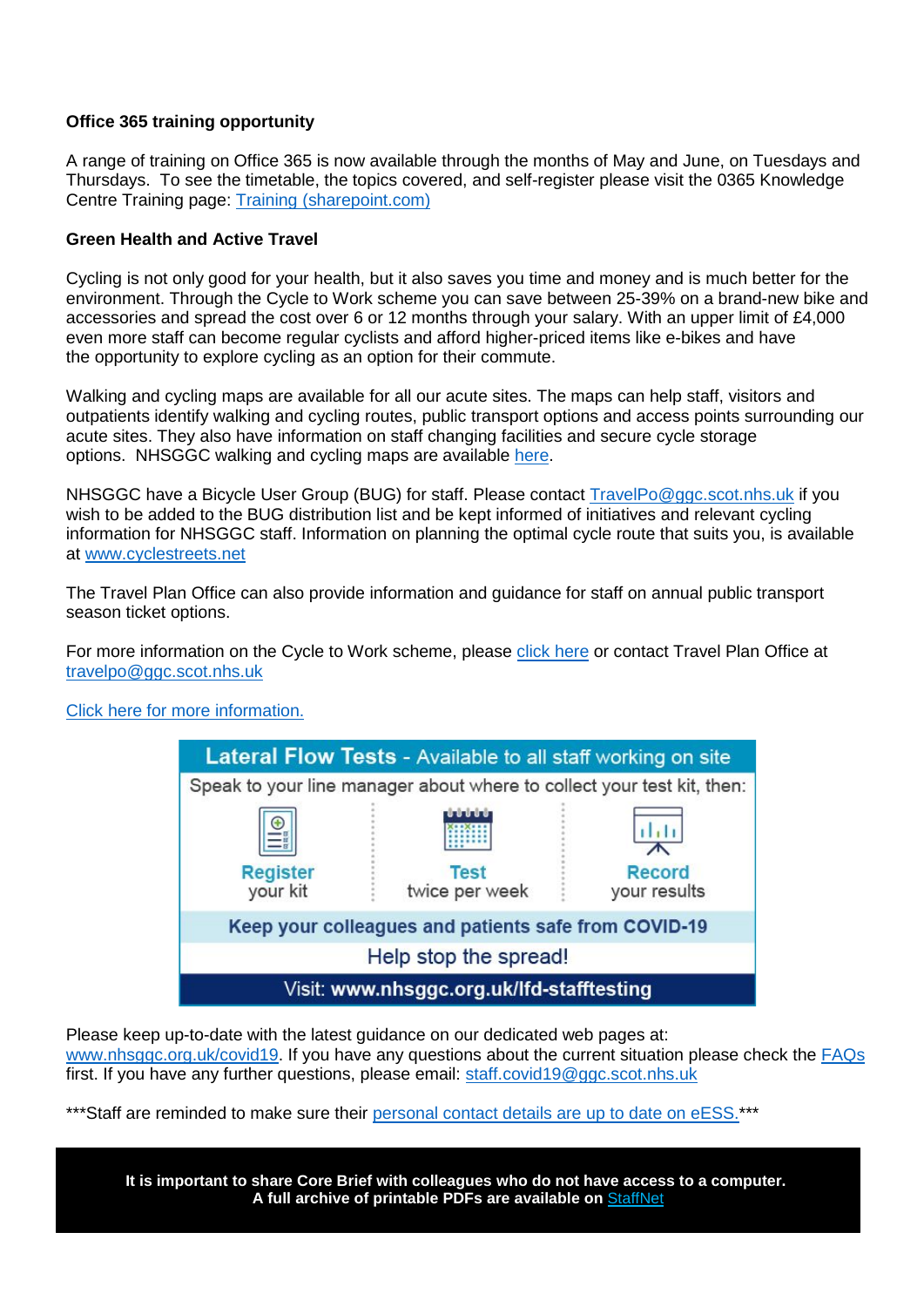**Office 365 training opportunity**

A range of training on Office 365 is now available through the months of May and June, on Tuesdays and Thursdays. To see the timetable, the topics covered, and self-register please visit the 0365 Knowledge Centre Training page: Training (sharepoint.com)

**Green Health and Active Travel**

Cycling is not only good for your health, but it also saves you time and money and is much better for the environment. Through the Cycle to Work scheme you can save between 25-39% on a brand-new bike and accessories and spread the cost over 6 or 12 months through your salary. With an upper limit of £4,000 even more staff can become regular cyclists and afford higher-priced items like e-bikes and have the opportunity to explore cycling as an option for their commute.

Walking and cycling maps are available for all our acute sites. The maps can help staff, visitors and outpatients identify walking and cycling routes, public transport options and access points surrounding our acute sites. They also have information on staff changing facilities and secure cycle storage options. NHSGGC walking and cycling maps are available here.

NHSGGC have a Bicycle User Group (BUG) for staff. Please contact TravelPo@ggc.scot.nhs.uk if you wish to be added to the BUG distribution list and be kept informed of initiatives and relevant cycling information for NHSGGC staff. Information on planning the optimal cycle route that suits you, is available at www.cyclestreets.net

The Travel Plan Office can also provide information and guidance for staff on annual public transport season ticket options.

For more information on the Cycle to Work scheme, please click here or contact Travel Plan Office at travelpo@ggc.scot.nhs.uk

Click here for more information.

**Lateral Flow Tests** - Available to all staff working on site

Speak to your line manager about where to collect your test kit, then:

**Register** your kit

**Test** twice per week

**Record** your results

**Keep your colleagues and patients safe from COVID-19**

Help stop the spread!

Visit: **www.nhsggc.org.uk/lfd-stafftesting**

Please keep up-to-date with the latest guidance on our dedicated web pages at: www.nhsggc.org.uk/covid19. If you have any questions about the current situation please check the FAQs first. If you have any further questions, please email: staff.covid19@ggc.scot.nhs.uk

***Staff are reminded to make sure their personal contact details are up to date on eESS.***

**It is important to share Core Brief with colleagues who do not have access to a computer.**
**A full archive of printable PDFs are available on StaffNet**